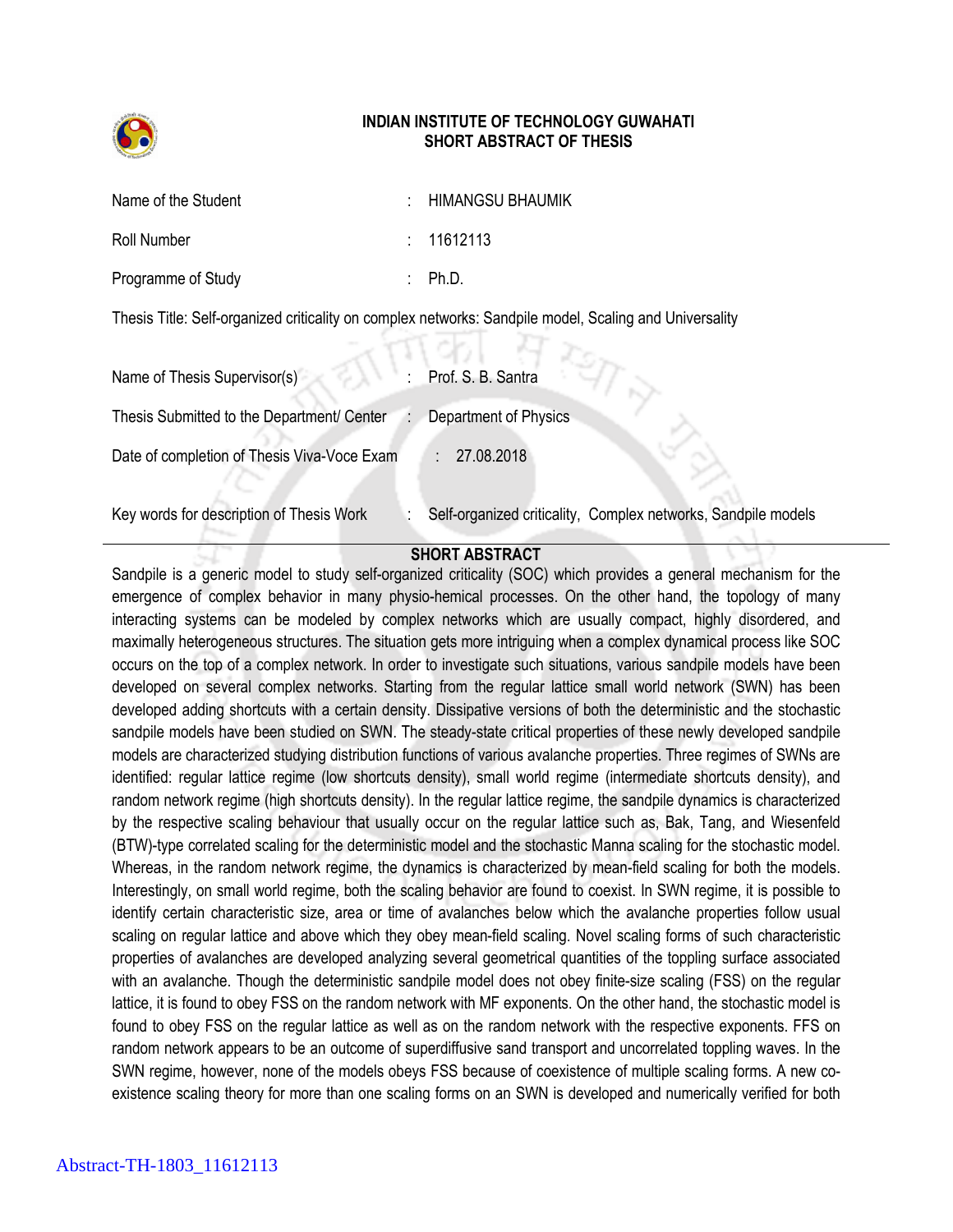# INDIAN INSTITUTE OF TECHNOLOGY GUWAHATI
## SHORT ABSTRACT OF THESIS

| | | |
|---|---|---|
| Name of the Student | : | HIMANGSU BHAUMIK |
| Roll Number | : | 11612113 |
| Programme of Study | : | Ph.D. |

Thesis Title: Self-organized criticality on complex networks: Sandpile model, Scaling and Universality

| | | |
|---|---|---|
| Name of Thesis Supervisor(s) | : | Prof. S. B. Santra |
| Thesis Submitted to the Department/ Center | : | Department of Physics |
| Date of completion of Thesis Viva-Voce Exam | : | 27.08.2018 |
| Key words for description of Thesis Work | : | Self-organized criticality, Complex networks, Sandpile models |

## SHORT ABSTRACT

Sandpile is a generic model to study self-organized criticality (SOC) which provides a general mechanism for the emergence of complex behavior in many physio-hemical processes. On the other hand, the topology of many interacting systems can be modeled by complex networks which are usually compact, highly disordered, and maximally heterogeneous structures. The situation gets more intriguing when a complex dynamical process like SOC occurs on the top of a complex network. In order to investigate such situations, various sandpile models have been developed on several complex networks. Starting from the regular lattice small world network (SWN) has been developed adding shortcuts with a certain density. Dissipative versions of both the deterministic and the stochastic sandpile models have been studied on SWN. The steady-state critical properties of these newly developed sandpile models are characterized studying distribution functions of various avalanche properties. Three regimes of SWNs are identified: regular lattice regime (low shortcuts density), small world regime (intermediate shortcuts density), and random network regime (high shortcuts density). In the regular lattice regime, the sandpile dynamics is characterized by the respective scaling behaviour that usually occur on the regular lattice such as, Bak, Tang, and Wiesenfeld (BTW)-type correlated scaling for the deterministic model and the stochastic Manna scaling for the stochastic model. Whereas, in the random network regime, the dynamics is characterized by mean-field scaling for both the models. Interestingly, on small world regime, both the scaling behavior are found to coexist. In SWN regime, it is possible to identify certain characteristic size, area or time of avalanches below which the avalanche properties follow usual scaling on regular lattice and above which they obey mean-field scaling. Novel scaling forms of such characteristic properties of avalanches are developed analyzing several geometrical quantities of the toppling surface associated with an avalanche. Though the deterministic sandpile model does not obey finite-size scaling (FSS) on the regular lattice, it is found to obey FSS on the random network with MF exponents. On the other hand, the stochastic model is found to obey FSS on the regular lattice as well as on the random network with the respective exponents. FFS on random network appears to be an outcome of superdiffusive sand transport and uncorrelated toppling waves. In the SWN regime, however, none of the models obeys FSS because of coexistence of multiple scaling forms. A new co-existence scaling theory for more than one scaling forms on an SWN is developed and numerically verified for both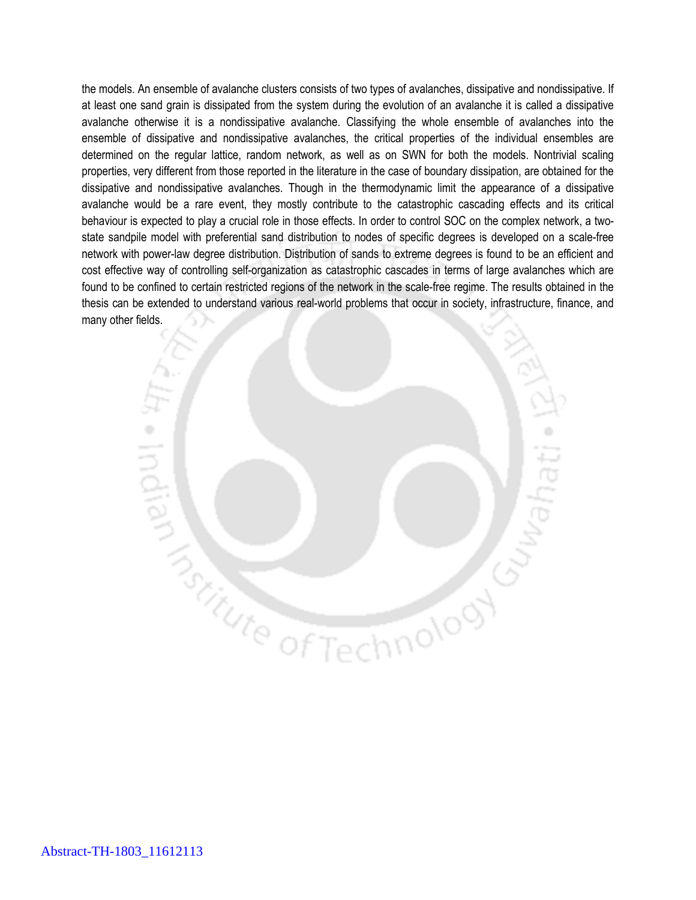the models. An ensemble of avalanche clusters consists of two types of avalanches, dissipative and nondissipative. If at least one sand grain is dissipated from the system during the evolution of an avalanche it is called a dissipative avalanche otherwise it is a nondissipative avalanche. Classifying the whole ensemble of avalanches into the ensemble of dissipative and nondissipative avalanches, the critical properties of the individual ensembles are determined on the regular lattice, random network, as well as on SWN for both the models. Nontrivial scaling properties, very different from those reported in the literature in the case of boundary dissipation, are obtained for the dissipative and nondissipative avalanches. Though in the thermodynamic limit the appearance of a dissipative avalanche would be a rare event, they mostly contribute to the catastrophic cascading effects and its critical behaviour is expected to play a crucial role in those effects. In order to control SOC on the complex network, a two-state sandpile model with preferential sand distribution to nodes of specific degrees is developed on a scale-free network with power-law degree distribution. Distribution of sands to extreme degrees is found to be an efficient and cost effective way of controlling self-organization as catastrophic cascades in terms of large avalanches which are found to be confined to certain restricted regions of the network in the scale-free regime. The results obtained in the thesis can be extended to understand various real-world problems that occur in society, infrastructure, finance, and many other fields.